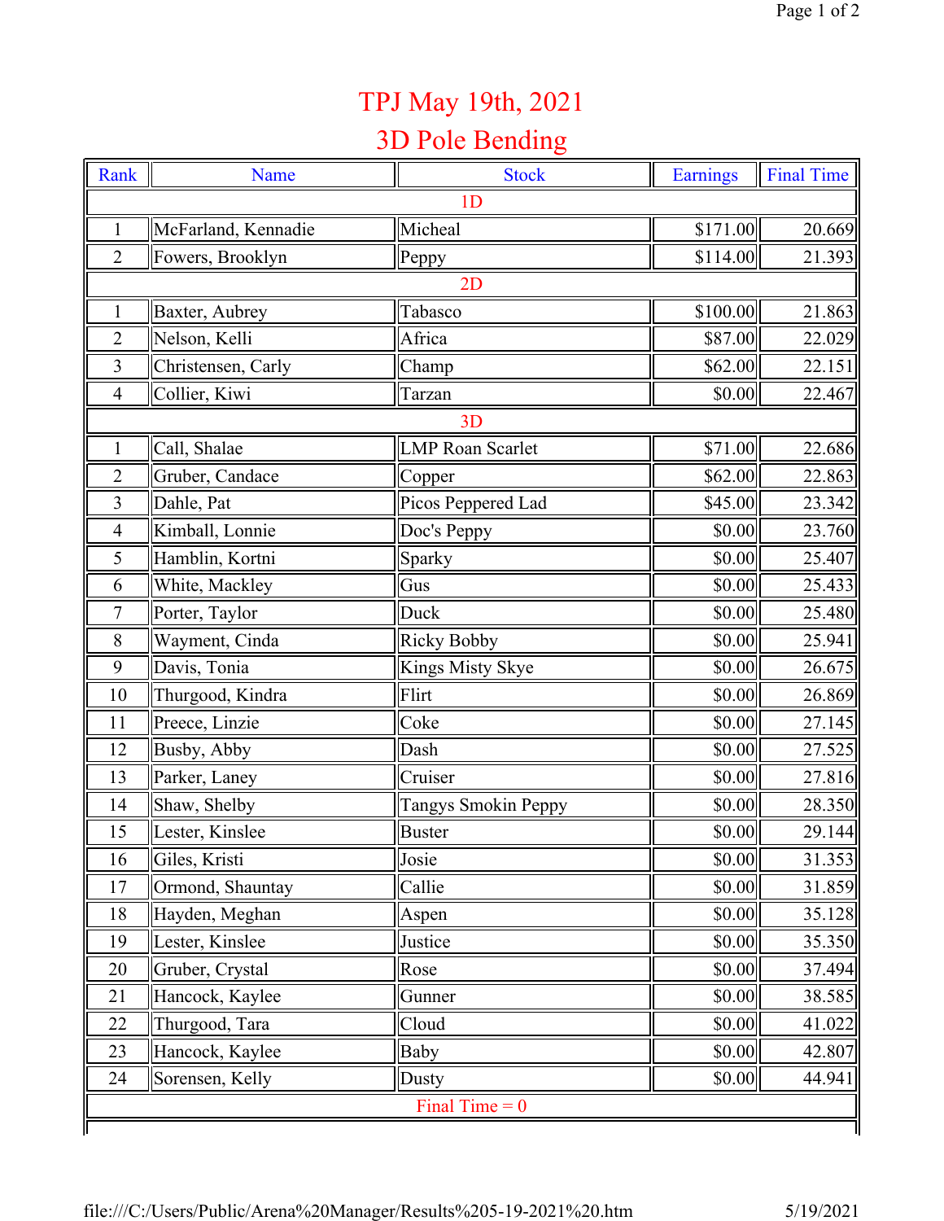# TPJ May 19th, 2021

## 3D Pole Bending

| Rank | Name | Stock | Earnings | Final Time |
|---|---|---|---|---|
| | | 1D | | |
| 1 | McFarland, Kennadie | Micheal | $171.00 | 20.669 |
| 2 | Fowers, Brooklyn | Peppy | $114.00 | 21.393 |
| | | 2D | | |
| 1 | Baxter, Aubrey | Tabasco | $100.00 | 21.863 |
| 2 | Nelson, Kelli | Africa | $87.00 | 22.029 |
| 3 | Christensen, Carly | Champ | $62.00 | 22.151 |
| 4 | Collier, Kiwi | Tarzan | $0.00 | 22.467 |
| | | 3D | | |
| 1 | Call, Shalae | LMP Roan Scarlet | $71.00 | 22.686 |
| 2 | Gruber, Candace | Copper | $62.00 | 22.863 |
| 3 | Dahle, Pat | Picos Peppered Lad | $45.00 | 23.342 |
| 4 | Kimball, Lonnie | Doc's Peppy | $0.00 | 23.760 |
| 5 | Hamblin, Kortni | Sparky | $0.00 | 25.407 |
| 6 | White, Mackley | Gus | $0.00 | 25.433 |
| 7 | Porter, Taylor | Duck | $0.00 | 25.480 |
| 8 | Wayment, Cinda | Ricky Bobby | $0.00 | 25.941 |
| 9 | Davis, Tonia | Kings Misty Skye | $0.00 | 26.675 |
| 10 | Thurgood, Kindra | Flirt | $0.00 | 26.869 |
| 11 | Preece, Linzie | Coke | $0.00 | 27.145 |
| 12 | Busby, Abby | Dash | $0.00 | 27.525 |
| 13 | Parker, Laney | Cruiser | $0.00 | 27.816 |
| 14 | Shaw, Shelby | Tangys Smokin Peppy | $0.00 | 28.350 |
| 15 | Lester, Kinslee | Buster | $0.00 | 29.144 |
| 16 | Giles, Kristi | Josie | $0.00 | 31.353 |
| 17 | Ormond, Shauntay | Callie | $0.00 | 31.859 |
| 18 | Hayden, Meghan | Aspen | $0.00 | 35.128 |
| 19 | Lester, Kinslee | Justice | $0.00 | 35.350 |
| 20 | Gruber, Crystal | Rose | $0.00 | 37.494 |
| 21 | Hancock, Kaylee | Gunner | $0.00 | 38.585 |
| 22 | Thurgood, Tara | Cloud | $0.00 | 41.022 |
| 23 | Hancock, Kaylee | Baby | $0.00 | 42.807 |
| 24 | Sorensen, Kelly | Dusty | $0.00 | 44.941 |
| | | Final Time = 0 | | |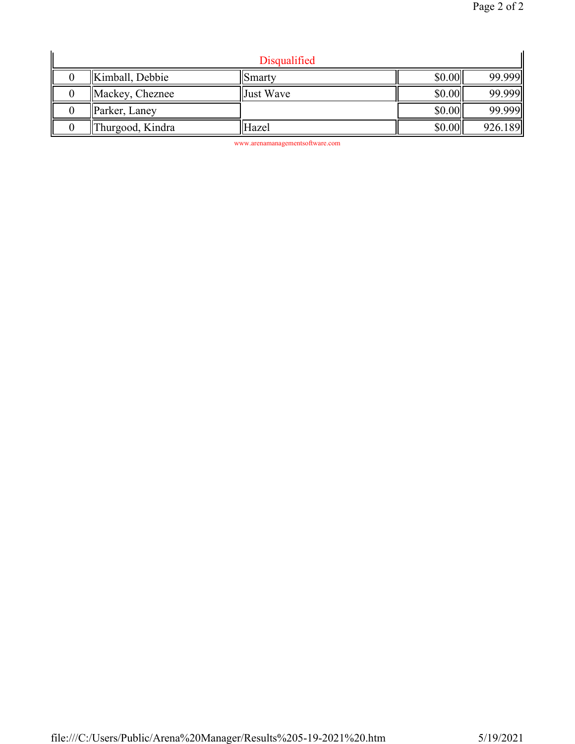| Disqualified | | | | |
|---|---|---|---|---|
| 0 | Kimball, Debbie | Smarty | $0.00 | 99.999 |
| 0 | Mackey, Cheznee | Just Wave | $0.00 | 99.999 |
| 0 | Parker, Laney | | $0.00 | 99.999 |
| 0 | Thurgood, Kindra | Hazel | $0.00 | 926.189 |

www.arenamanagementsoftware.com